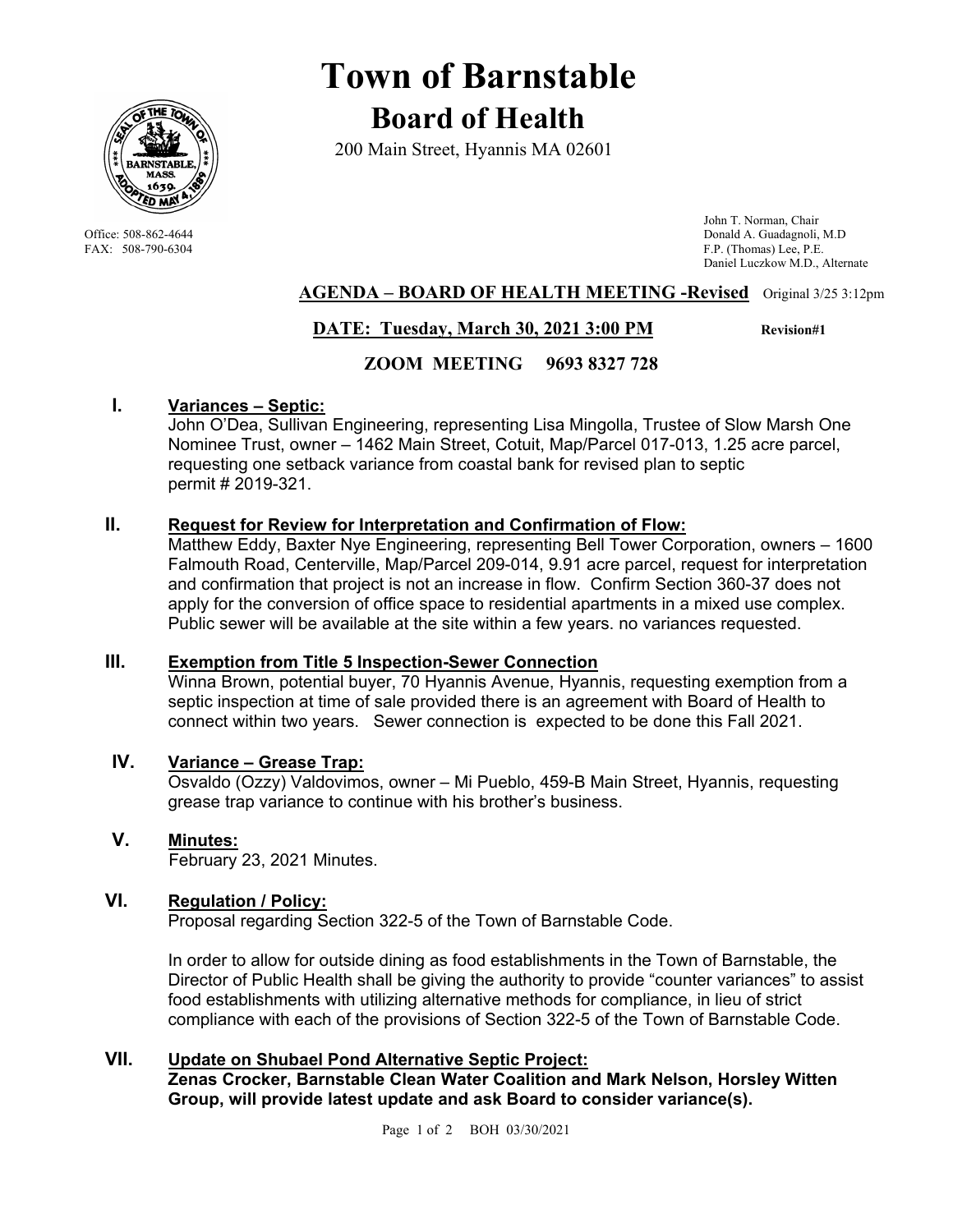# Town of Barnstable

## Board of Health

200 Main Street, Hyannis MA 02601

Office: 508-862-4644
FAX: 508-790-6304

John T. Norman, Chair
Donald A. Guadagnoli, M.D
F.P. (Thomas) Lee, P.E.
Daniel Luczkow M.D., Alternate

### AGENDA – BOARD OF HEALTH MEETING -Revised

Original 3/25 3:12pm

**DATE: Tuesday, March 30, 2021 3:00 PM** **Revision#1**

**ZOOM MEETING 9693 8327 728**

**I. Variances – Septic:**

John O'Dea, Sullivan Engineering, representing Lisa Mingolla, Trustee of Slow Marsh One Nominee Trust, owner – 1462 Main Street, Cotuit, Map/Parcel 017-013, 1.25 acre parcel, requesting one setback variance from coastal bank for revised plan to septic permit # 2019-321.

**II. Request for Review for Interpretation and Confirmation of Flow:**

Matthew Eddy, Baxter Nye Engineering, representing Bell Tower Corporation, owners – 1600 Falmouth Road, Centerville, Map/Parcel 209-014, 9.91 acre parcel, request for interpretation and confirmation that project is not an increase in flow. Confirm Section 360-37 does not apply for the conversion of office space to residential apartments in a mixed use complex. Public sewer will be available at the site within a few years. no variances requested.

**III. Exemption from Title 5 Inspection-Sewer Connection**

Winna Brown, potential buyer, 70 Hyannis Avenue, Hyannis, requesting exemption from a septic inspection at time of sale provided there is an agreement with Board of Health to connect within two years. Sewer connection is expected to be done this Fall 2021.

**IV. Variance – Grease Trap:**

Osvaldo (Ozzy) Valdovimos, owner – Mi Pueblo, 459-B Main Street, Hyannis, requesting grease trap variance to continue with his brother's business.

**V. Minutes:**

February 23, 2021 Minutes.

**VI. Regulation / Policy:**

Proposal regarding Section 322-5 of the Town of Barnstable Code.

In order to allow for outside dining as food establishments in the Town of Barnstable, the Director of Public Health shall be giving the authority to provide "counter variances" to assist food establishments with utilizing alternative methods for compliance, in lieu of strict compliance with each of the provisions of Section 322-5 of the Town of Barnstable Code.

**VII. Update on Shubael Pond Alternative Septic Project:**

**Zenas Crocker, Barnstable Clean Water Coalition and Mark Nelson, Horsley Witten Group, will provide latest update and ask Board to consider variance(s).**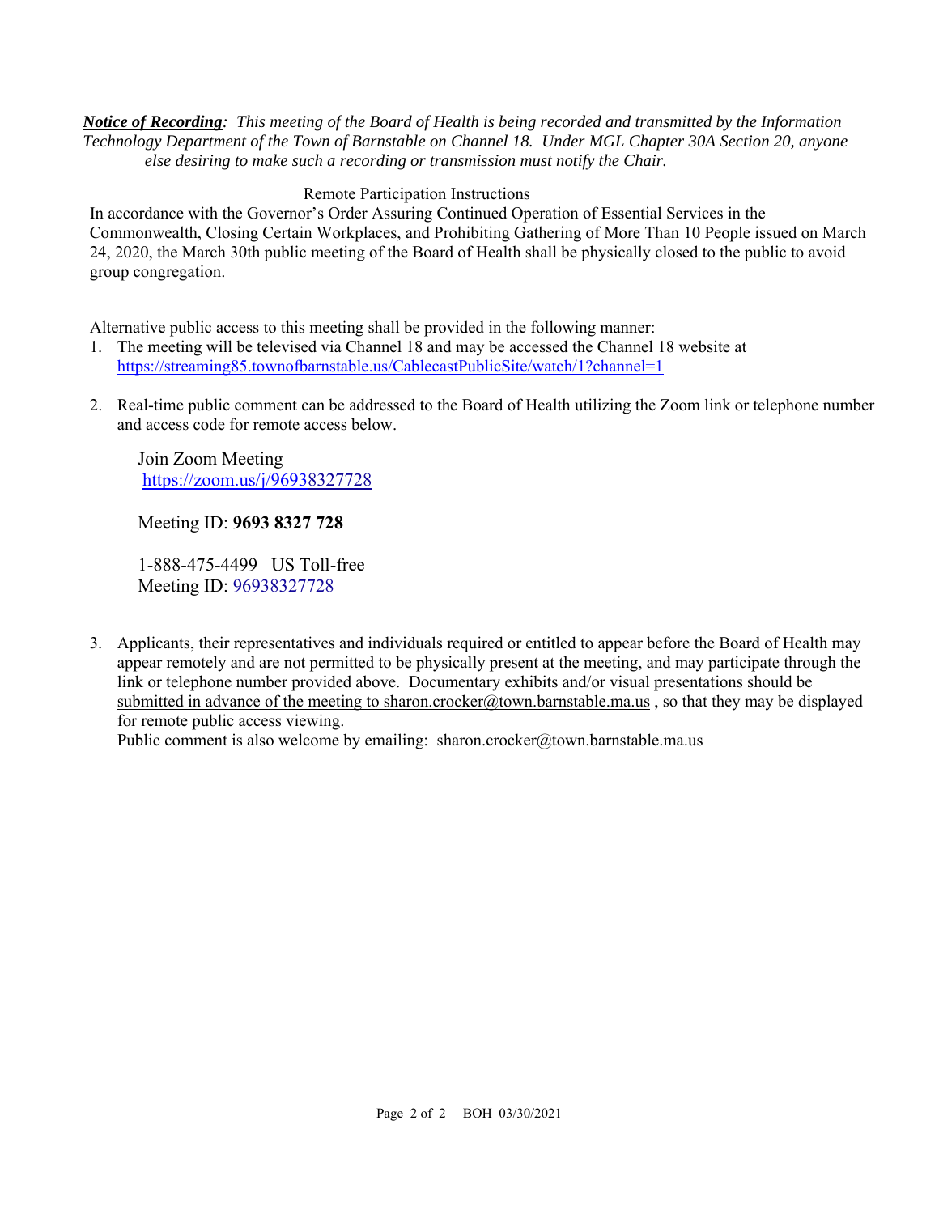***Notice of Recording**: This meeting of the Board of Health is being recorded and transmitted by the Information Technology Department of the Town of Barnstable on Channel 18. Under MGL Chapter 30A Section 20, anyone else desiring to make such a recording or transmission must notify the Chair.*

Remote Participation Instructions

In accordance with the Governor's Order Assuring Continued Operation of Essential Services in the Commonwealth, Closing Certain Workplaces, and Prohibiting Gathering of More Than 10 People issued on March 24, 2020, the March 30th public meeting of the Board of Health shall be physically closed to the public to avoid group congregation.

Alternative public access to this meeting shall be provided in the following manner:

1. The meeting will be televised via Channel 18 and may be accessed the Channel 18 website at https://streaming85.townofbarnstable.us/CablecastPublicSite/watch/1?channel=1

2. Real-time public comment can be addressed to the Board of Health utilizing the Zoom link or telephone number and access code for remote access below.

   Join Zoom Meeting
   https://zoom.us/j/96938327728

   Meeting ID: **9693 8327 728**

   1-888-475-4499 US Toll-free
   Meeting ID: 96938327728

3. Applicants, their representatives and individuals required or entitled to appear before the Board of Health may appear remotely and are not permitted to be physically present at the meeting, and may participate through the link or telephone number provided above. Documentary exhibits and/or visual presentations should be submitted in advance of the meeting to sharon.crocker@town.barnstable.ma.us , so that they may be displayed for remote public access viewing.
   Public comment is also welcome by emailing: sharon.crocker@town.barnstable.ma.us